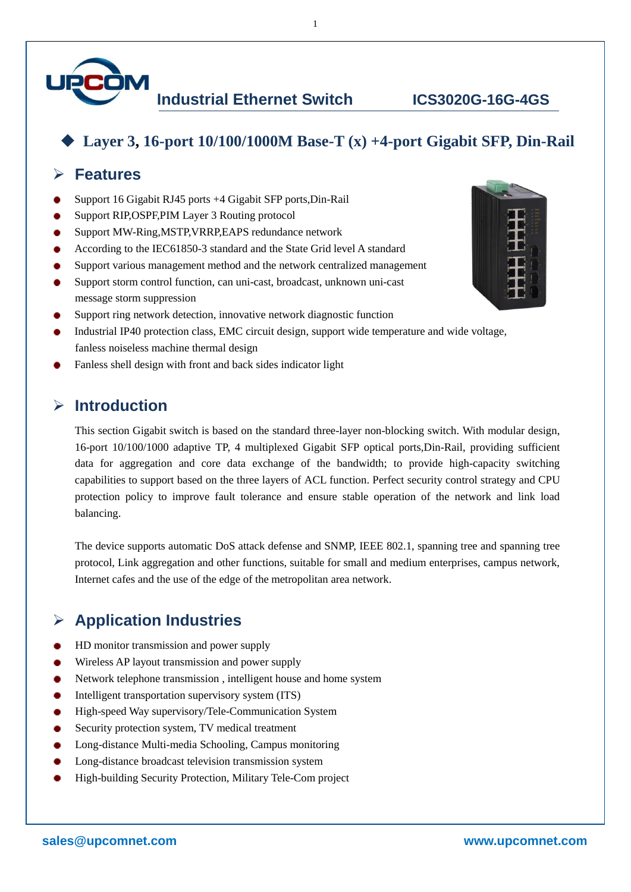# Industrial Ethernet Switch ICS3020G-16G-4GS

## ◆ Layer 3, 16-port 10/100/1000M Base-T (x) +4-port Gigabit SFP, Din-Rail

## Features

- Support 16 Gigabit RJ45 ports +4 Gigabit SFP ports,Din-Rail
- Support RIP,OSPF,PIM Layer 3 Routing protocol
- Support MW-Ring,MSTP,VRRP,EAPS redundance network
- According to the IEC61850-3 standard and the State Grid level A standard
- Support various management method and the network centralized management
- Support storm control function, can uni-cast, broadcast, unknown uni-cast message storm suppression
- Support ring network detection, innovative network diagnostic function
- Industrial IP40 protection class, EMC circuit design, support wide temperature and wide voltage, fanless noiseless machine thermal design
- Fanless shell design with front and back sides indicator light

## Introduction

This section Gigabit switch is based on the standard three-layer non-blocking switch. With modular design, 16-port 10/100/1000 adaptive TP, 4 multiplexed Gigabit SFP optical ports,Din-Rail, providing sufficient data for aggregation and core data exchange of the bandwidth; to provide high-capacity switching capabilities to support based on the three layers of ACL function. Perfect security control strategy and CPU protection policy to improve fault tolerance and ensure stable operation of the network and link load balancing.

The device supports automatic DoS attack defense and SNMP, IEEE 802.1, spanning tree and spanning tree protocol, Link aggregation and other functions, suitable for small and medium enterprises, campus network, Internet cafes and the use of the edge of the metropolitan area network.

## Application Industries

- HD monitor transmission and power supply
- Wireless AP layout transmission and power supply
- Network telephone transmission , intelligent house and home system
- Intelligent transportation supervisory system (ITS)
- High-speed Way supervisory/Tele-Communication System
- Security protection system, TV medical treatment
- Long-distance Multi-media Schooling, Campus monitoring
- Long-distance broadcast television transmission system
- High-building Security Protection, Military Tele-Com project

sales@upcomnet.com www.upcomnet.com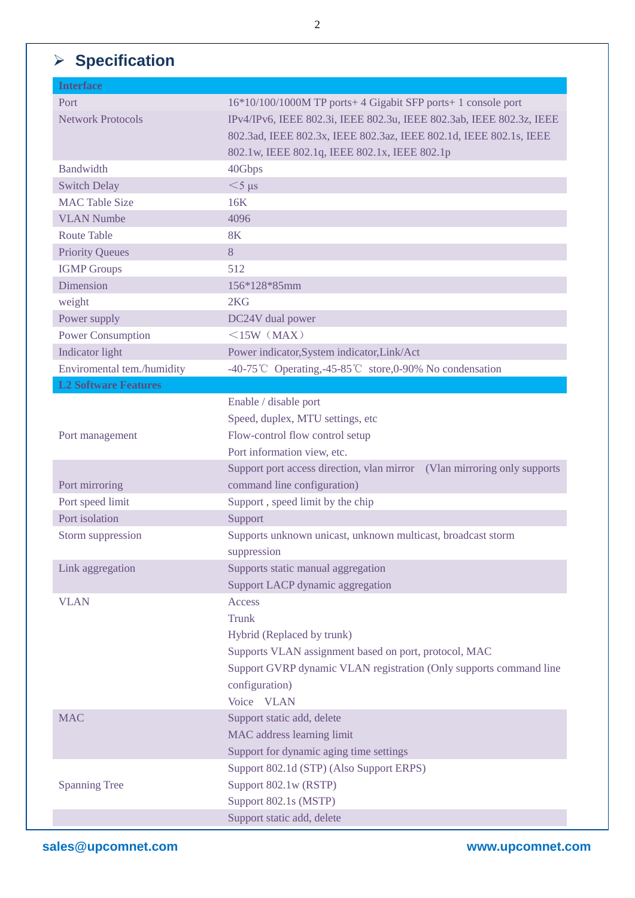## Specification

| Interface | |
|---|---|
| Port | 16*10/100/1000M TP ports+ 4 Gigabit SFP ports+ 1 console port |
| Network Protocols | IPv4/IPv6, IEEE 802.3i, IEEE 802.3u, IEEE 802.3ab, IEEE 802.3z, IEEE 802.3ad, IEEE 802.3x, IEEE 802.3az, IEEE 802.1d, IEEE 802.1s, IEEE 802.1w, IEEE 802.1q, IEEE 802.1x, IEEE 802.1p |
| Bandwidth | 40Gbps |
| Switch Delay | ＜5 μs |
| MAC Table Size | 16K |
| VLAN Numbe | 4096 |
| Route Table | 8K |
| Priority Queues | 8 |
| IGMP Groups | 512 |
| Dimension | 156*128*85mm |
| weight | 2KG |
| Power supply | DC24V dual power |
| Power Consumption | ＜15W（MAX） |
| Indicator light | Power indicator,System indicator,Link/Act |
| Enviromental tem./humidity | -40-75℃ Operating,-45-85℃ store,0-90% No condensation |
| **L2 Software Features** | |
| Port management | Enable / disable port<br>Speed, duplex, MTU settings, etc<br>Flow-control flow control setup<br>Port information view, etc. |
| Port mirroring | Support port access direction, vlan mirror (Vlan mirroring only supports command line configuration) |
| Port speed limit | Support , speed limit by the chip |
| Port isolation | Support |
| Storm suppression | Supports unknown unicast, unknown multicast, broadcast storm suppression |
| Link aggregation | Supports static manual aggregation<br>Support LACP dynamic aggregation |
| VLAN | Access<br>Trunk<br>Hybrid (Replaced by trunk)<br>Supports VLAN assignment based on port, protocol, MAC<br>Support GVRP dynamic VLAN registration (Only supports command line configuration)<br>Voice VLAN |
| MAC | Support static add, delete<br>MAC address learning limit<br>Support for dynamic aging time settings |
| Spanning Tree | Support 802.1d (STP) (Also Support ERPS)<br>Support 802.1w (RSTP)<br>Support 802.1s (MSTP) |
| | Support static add, delete |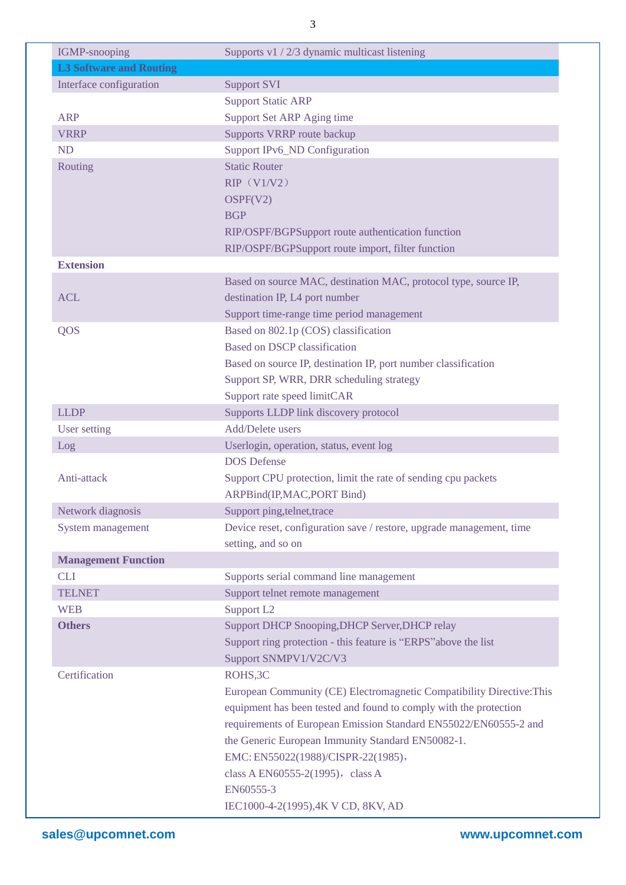| | |
|---|---|
| IGMP-snooping | Supports v1 / 2/3 dynamic multicast listening |
| **L3 Software and Routing** | |
| Interface configuration | Support SVI |
| ARP | Support Static ARP<br>Support Set ARP Aging time |
| VRRP | Supports VRRP route backup |
| ND | Support IPv6_ND Configuration |
| Routing | Static Router<br>RIP（V1/V2）<br>OSPF(V2)<br>BGP<br>RIP/OSPF/BGPSupport route authentication function<br>RIP/OSPF/BGPSupport route import, filter function |
| **Extension** | |
| ACL | Based on source MAC, destination MAC, protocol type, source IP, destination IP, L4 port number<br>Support time-range time period management |
| QOS | Based on 802.1p (COS) classification<br>Based on DSCP classification<br>Based on source IP, destination IP, port number classification<br>Support SP, WRR, DRR scheduling strategy<br>Support rate speed limitCAR |
| LLDP | Supports LLDP link discovery protocol |
| User setting | Add/Delete users |
| Log | Userlogin, operation, status, event log |
| Anti-attack | DOS Defense<br>Support CPU protection, limit the rate of sending cpu packets<br>ARPBind(IP,MAC,PORT Bind) |
| Network diagnosis | Support ping,telnet,trace |
| System management | Device reset, configuration save / restore, upgrade management, time setting, and so on |
| **Management Function** | |
| CLI | Supports serial command line management |
| TELNET | Support telnet remote management |
| WEB | Support L2 |
| **Others** | Support DHCP Snooping,DHCP Server,DHCP relay<br>Support ring protection - this feature is “ERPS”above the list<br>Support SNMPV1/V2C/V3 |
| Certification | ROHS,3C<br>European Community (CE) Electromagnetic Compatibility Directive:This equipment has been tested and found to comply with the protection requirements of European Emission Standard EN55022/EN60555-2 and the Generic European Immunity Standard EN50082-1.<br>EMC: EN55022(1988)/CISPR-22(1985)，<br>class A EN60555-2(1995)，class A<br>EN60555-3<br>IEC1000-4-2(1995),4K V CD, 8KV, AD |

sales@upcomnet.com www.upcomnet.com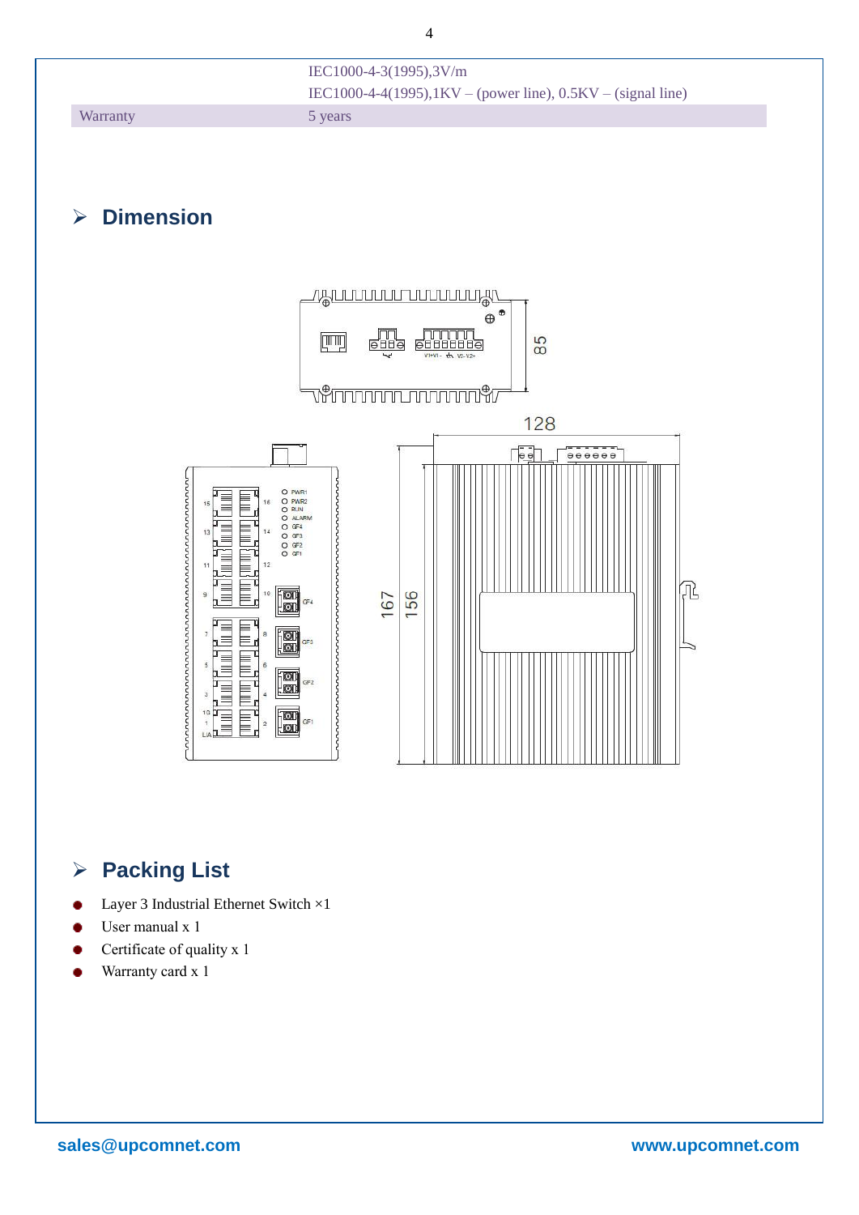| | |
|---|---|
| | IEC1000-4-3(1995),3V/m<br>IEC1000-4-4(1995),1KV – (power line), 0.5KV – (signal line) |
| Warranty | 5 years |

## ➢ Dimension

85

128

167

156

## ➢ Packing List

- Layer 3 Industrial Ethernet Switch ×1
- User manual x 1
- Certificate of quality x 1
- Warranty card x 1

sales@upcomnet.com www.upcomnet.com